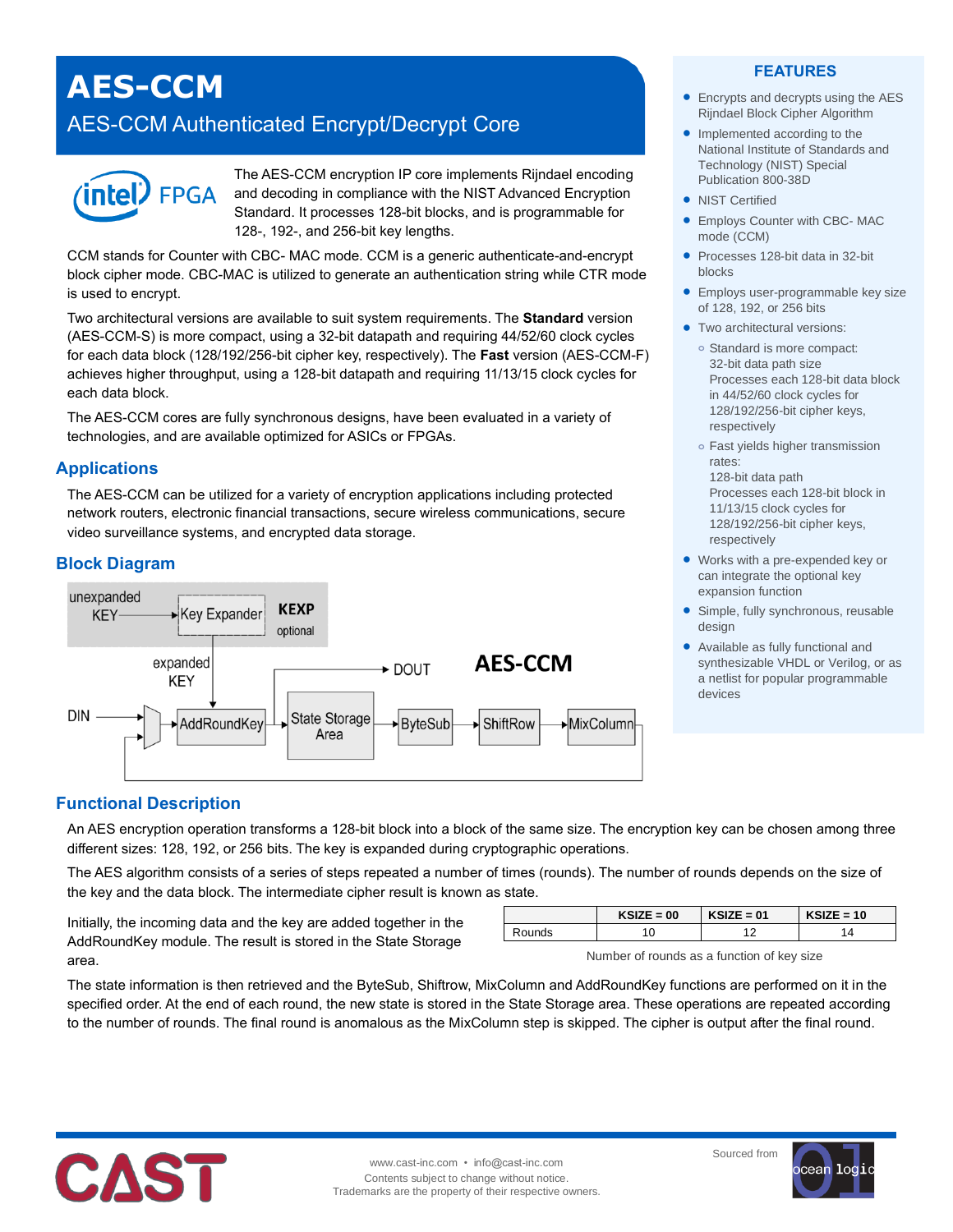# AES-CCM

## AES-CCM Authenticated Encrypt/Decrypt Core

The AES-CCM encryption IP core implements Rijndael encoding and decoding in compliance with the NIST Advanced Encryption Standard. It processes 128-bit blocks, and is programmable for 128-, 192-, and 256-bit key lengths.

CCM stands for Counter with CBC- MAC mode. CCM is a generic authenticate-and-encrypt block cipher mode. CBC-MAC is utilized to generate an authentication string while CTR mode is used to encrypt.

Two architectural versions are available to suit system requirements. The **Standard** version (AES-CCM-S) is more compact, using a 32-bit datapath and requiring 44/52/60 clock cycles for each data block (128/192/256-bit cipher key, respectively). The **Fast** version (AES-CCM-F) achieves higher throughput, using a 128-bit datapath and requiring 11/13/15 clock cycles for each data block.

The AES-CCM cores are fully synchronous designs, have been evaluated in a variety of technologies, and are available optimized for ASICs or FPGAs.

## Applications

The AES-CCM can be utilized for a variety of encryption applications including protected network routers, electronic financial transactions, secure wireless communications, secure video surveillance systems, and encrypted data storage.

## Block Diagram

## Functional Description

An AES encryption operation transforms a 128-bit block into a block of the same size. The encryption key can be chosen among three different sizes: 128, 192, or 256 bits. The key is expanded during cryptographic operations.

The AES algorithm consists of a series of steps repeated a number of times (rounds). The number of rounds depends on the size of the key and the data block. The intermediate cipher result is known as state.

Initially, the incoming data and the key are added together in the AddRoundKey module. The result is stored in the State Storage area.

| | KSIZE = 00 | KSIZE = 01 | KSIZE = 10 |
|---|---|---|---|
| Rounds | 10 | 12 | 14 |

Number of rounds as a function of key size

The state information is then retrieved and the ByteSub, Shiftrow, MixColumn and AddRoundKey functions are performed on it in the specified order. At the end of each round, the new state is stored in the State Storage area. These operations are repeated according to the number of rounds. The final round is anomalous as the MixColumn step is skipped. The cipher is output after the final round.

## FEATURES

- Encrypts and decrypts using the AES Rijndael Block Cipher Algorithm
- Implemented according to the National Institute of Standards and Technology (NIST) Special Publication 800-38D
- NIST Certified
- Employs Counter with CBC- MAC mode (CCM)
- Processes 128-bit data in 32-bit blocks
- Employs user-programmable key size of 128, 192, or 256 bits
- Two architectural versions:
  - Standard is more compact: 32-bit data path size. Processes each 128-bit data block in 44/52/60 clock cycles for 128/192/256-bit cipher keys, respectively
  - Fast yields higher transmission rates: 128-bit data path. Processes each 128-bit block in 11/13/15 clock cycles for 128/192/256-bit cipher keys, respectively
- Works with a pre-expended key or can integrate the optional key expansion function
- Simple, fully synchronous, reusable design
- Available as fully functional and synthesizable VHDL or Verilog, or as a netlist for popular programmable devices

www.cast-inc.com • info@cast-inc.com
Contents subject to change without notice.
Trademarks are the property of their respective owners.

Sourced from ocean logic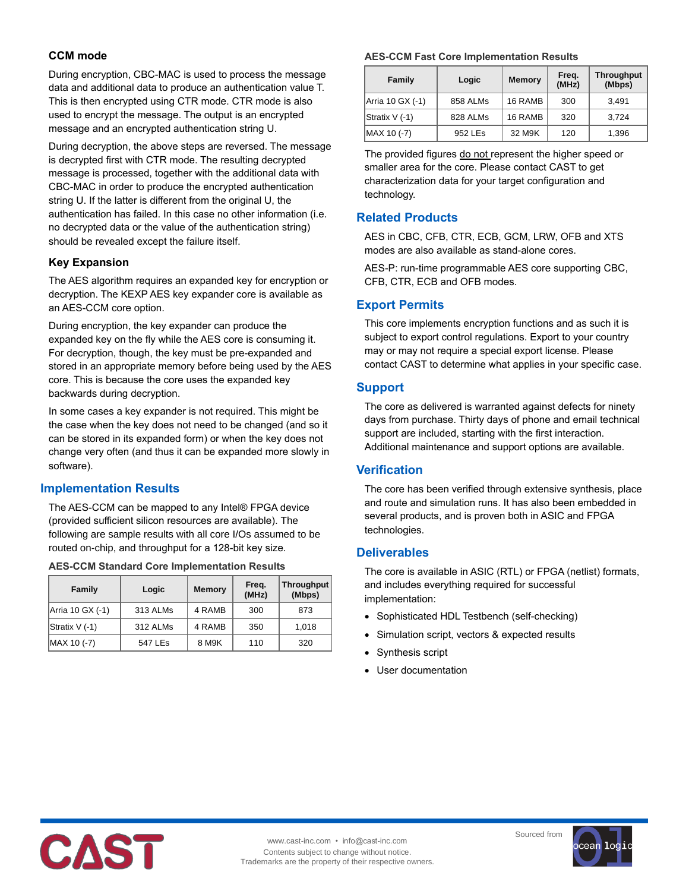### CCM mode

During encryption, CBC-MAC is used to process the message data and additional data to produce an authentication value T. This is then encrypted using CTR mode. CTR mode is also used to encrypt the message. The output is an encrypted message and an encrypted authentication string U.

During decryption, the above steps are reversed. The message is decrypted first with CTR mode. The resulting decrypted message is processed, together with the additional data with CBC-MAC in order to produce the encrypted authentication string U. If the latter is different from the original U, the authentication has failed. In this case no other information (i.e. no decrypted data or the value of the authentication string) should be revealed except the failure itself.

### Key Expansion

The AES algorithm requires an expanded key for encryption or decryption. The KEXP AES key expander core is available as an AES-CCM core option.

During encryption, the key expander can produce the expanded key on the fly while the AES core is consuming it. For decryption, though, the key must be pre-expanded and stored in an appropriate memory before being used by the AES core. This is because the core uses the expanded key backwards during decryption.

In some cases a key expander is not required. This might be the case when the key does not need to be changed (and so it can be stored in its expanded form) or when the key does not change very often (and thus it can be expanded more slowly in software).

## Implementation Results

The AES-CCM can be mapped to any Intel® FPGA device (provided sufficient silicon resources are available). The following are sample results with all core I/Os assumed to be routed on-chip, and throughput for a 128-bit key size.

**AES-CCM Standard Core Implementation Results**

| Family | Logic | Memory | Freq. (MHz) | Throughput (Mbps) |
|---|---|---|---|---|
| Arria 10 GX (-1) | 313 ALMs | 4 RAMB | 300 | 873 |
| Stratix V (-1) | 312 ALMs | 4 RAMB | 350 | 1,018 |
| MAX 10 (-7) | 547 LEs | 8 M9K | 110 | 320 |

**AES-CCM Fast Core Implementation Results**

| Family | Logic | Memory | Freq. (MHz) | Throughput (Mbps) |
|---|---|---|---|---|
| Arria 10 GX (-1) | 858 ALMs | 16 RAMB | 300 | 3,491 |
| Stratix V (-1) | 828 ALMs | 16 RAMB | 320 | 3,724 |
| MAX 10 (-7) | 952 LEs | 32 M9K | 120 | 1,396 |

The provided figures do not represent the higher speed or smaller area for the core. Please contact CAST to get characterization data for your target configuration and technology.

## Related Products

AES in CBC, CFB, CTR, ECB, GCM, LRW, OFB and XTS modes are also available as stand-alone cores.

AES-P: run-time programmable AES core supporting CBC, CFB, CTR, ECB and OFB modes.

## Export Permits

This core implements encryption functions and as such it is subject to export control regulations. Export to your country may or may not require a special export license. Please contact CAST to determine what applies in your specific case.

## Support

The core as delivered is warranted against defects for ninety days from purchase. Thirty days of phone and email technical support are included, starting with the first interaction. Additional maintenance and support options are available.

## Verification

The core has been verified through extensive synthesis, place and route and simulation runs. It has also been embedded in several products, and is proven both in ASIC and FPGA technologies.

## Deliverables

The core is available in ASIC (RTL) or FPGA (netlist) formats, and includes everything required for successful implementation:

- Sophisticated HDL Testbench (self-checking)
- Simulation script, vectors & expected results
- Synthesis script
- User documentation

www.cast-inc.com • info@cast-inc.com
Contents subject to change without notice.
Trademarks are the property of their respective owners.

Sourced from ocean logic